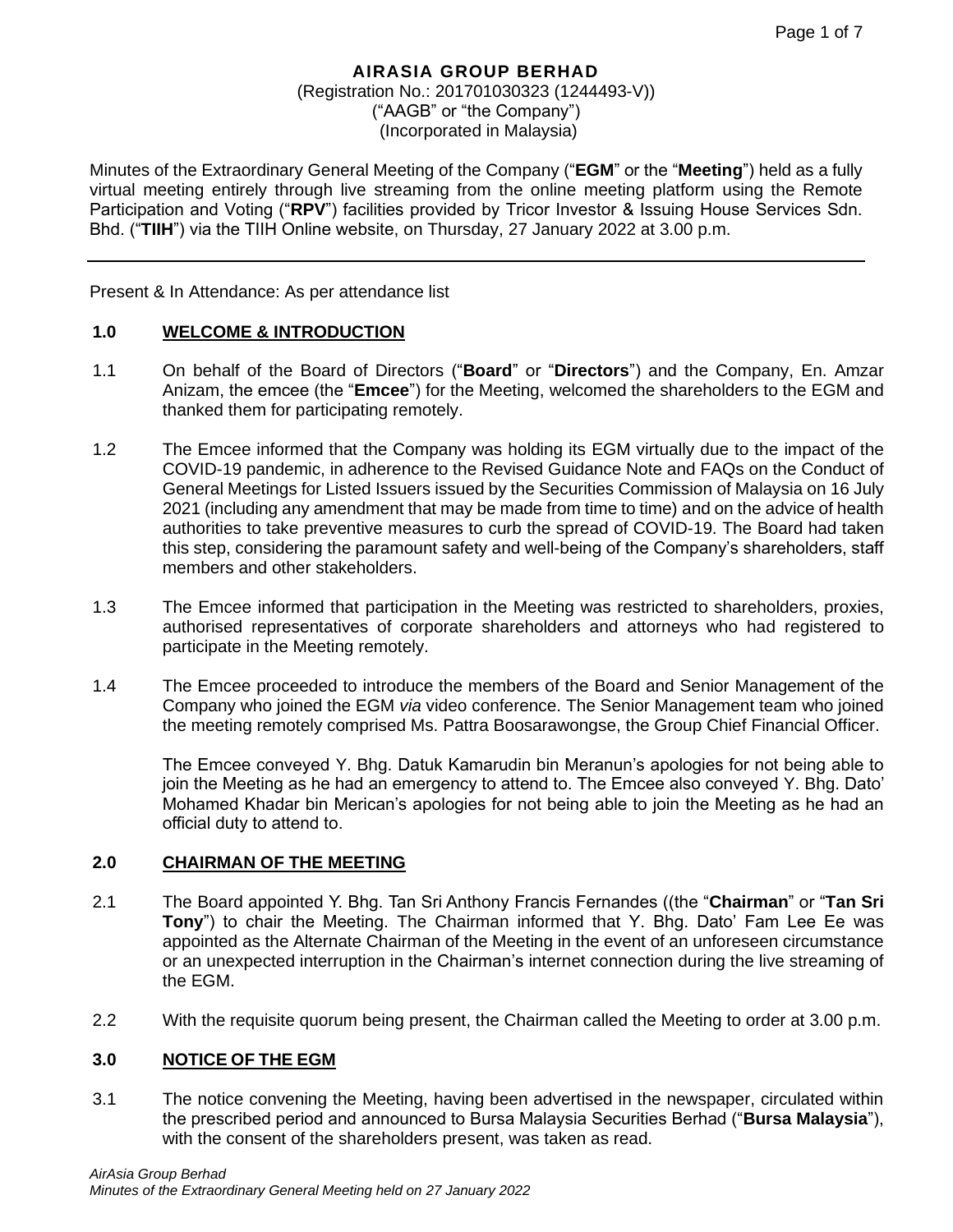**AIRASIA GROUP BERHAD**
(Registration No.: 201701030323 (1244493-V))
("AAGB" or "the Company")
(Incorporated in Malaysia)

Minutes of the Extraordinary General Meeting of the Company ("**EGM**" or the "**Meeting**") held as a fully virtual meeting entirely through live streaming from the online meeting platform using the Remote Participation and Voting ("**RPV**") facilities provided by Tricor Investor & Issuing House Services Sdn. Bhd. ("**TIIH**") via the TIIH Online website, on Thursday, 27 January 2022 at 3.00 p.m.

---

Present & In Attendance: As per attendance list

## 1.0 WELCOME & INTRODUCTION

1.1 On behalf of the Board of Directors ("**Board**" or "**Directors**") and the Company, En. Amzar Anizam, the emcee (the "**Emcee**") for the Meeting, welcomed the shareholders to the EGM and thanked them for participating remotely.

1.2 The Emcee informed that the Company was holding its EGM virtually due to the impact of the COVID-19 pandemic, in adherence to the Revised Guidance Note and FAQs on the Conduct of General Meetings for Listed Issuers issued by the Securities Commission of Malaysia on 16 July 2021 (including any amendment that may be made from time to time) and on the advice of health authorities to take preventive measures to curb the spread of COVID-19. The Board had taken this step, considering the paramount safety and well-being of the Company's shareholders, staff members and other stakeholders.

1.3 The Emcee informed that participation in the Meeting was restricted to shareholders, proxies, authorised representatives of corporate shareholders and attorneys who had registered to participate in the Meeting remotely.

1.4 The Emcee proceeded to introduce the members of the Board and Senior Management of the Company who joined the EGM *via* video conference. The Senior Management team who joined the meeting remotely comprised Ms. Pattra Boosarawongse, the Group Chief Financial Officer.

The Emcee conveyed Y. Bhg. Datuk Kamarudin bin Meranun's apologies for not being able to join the Meeting as he had an emergency to attend to. The Emcee also conveyed Y. Bhg. Dato' Mohamed Khadar bin Merican's apologies for not being able to join the Meeting as he had an official duty to attend to.

## 2.0 CHAIRMAN OF THE MEETING

2.1 The Board appointed Y. Bhg. Tan Sri Anthony Francis Fernandes ((the "**Chairman**" or "**Tan Sri Tony**") to chair the Meeting. The Chairman informed that Y. Bhg. Dato' Fam Lee Ee was appointed as the Alternate Chairman of the Meeting in the event of an unforeseen circumstance or an unexpected interruption in the Chairman's internet connection during the live streaming of the EGM.

2.2 With the requisite quorum being present, the Chairman called the Meeting to order at 3.00 p.m.

## 3.0 NOTICE OF THE EGM

3.1 The notice convening the Meeting, having been advertised in the newspaper, circulated within the prescribed period and announced to Bursa Malaysia Securities Berhad ("**Bursa Malaysia**"), with the consent of the shareholders present, was taken as read.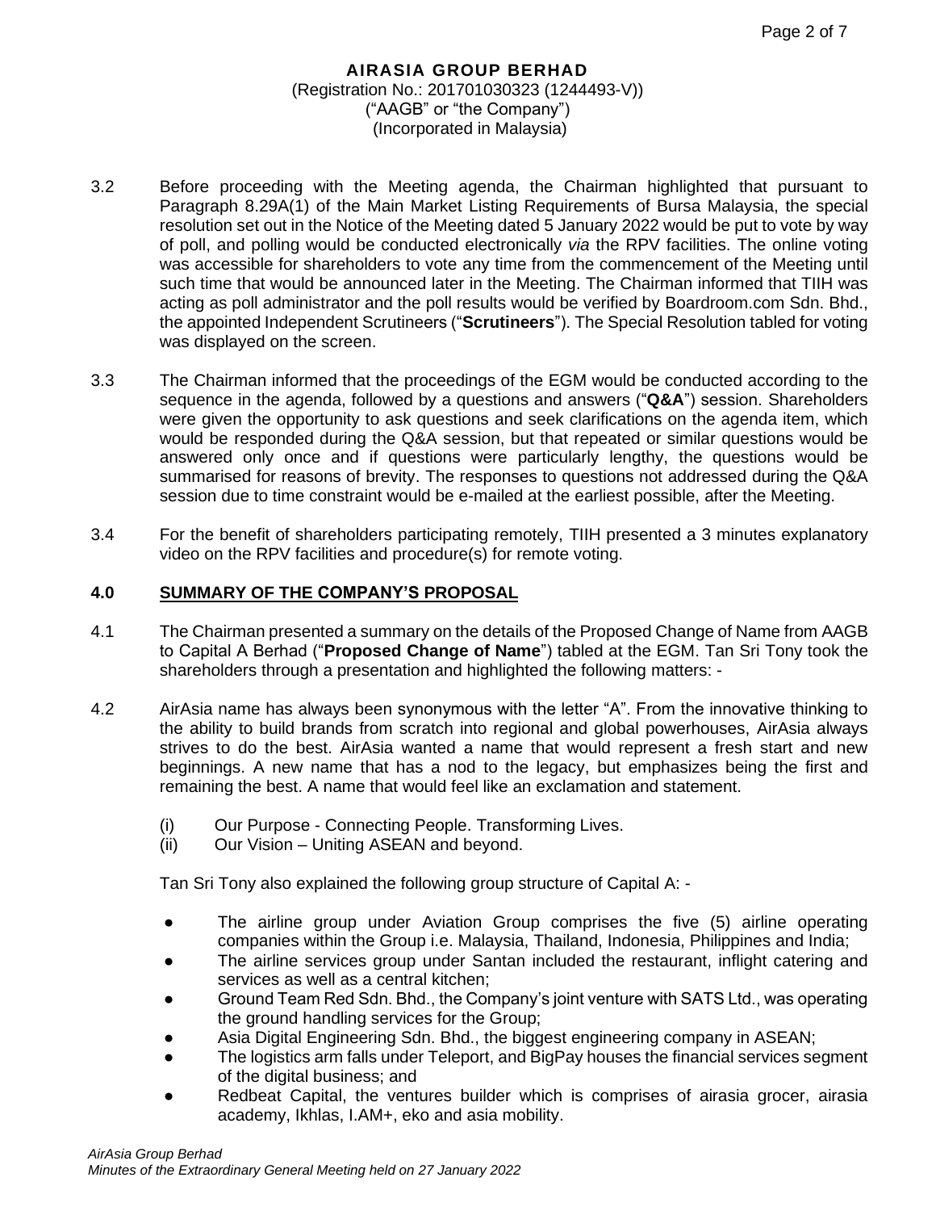**AIRASIA GROUP BERHAD**
(Registration No.: 201701030323 (1244493-V))
("AAGB" or "the Company")
(Incorporated in Malaysia)

3.2 Before proceeding with the Meeting agenda, the Chairman highlighted that pursuant to Paragraph 8.29A(1) of the Main Market Listing Requirements of Bursa Malaysia, the special resolution set out in the Notice of the Meeting dated 5 January 2022 would be put to vote by way of poll, and polling would be conducted electronically *via* the RPV facilities. The online voting was accessible for shareholders to vote any time from the commencement of the Meeting until such time that would be announced later in the Meeting. The Chairman informed that TIIH was acting as poll administrator and the poll results would be verified by Boardroom.com Sdn. Bhd., the appointed Independent Scrutineers ("**Scrutineers**"). The Special Resolution tabled for voting was displayed on the screen.

3.3 The Chairman informed that the proceedings of the EGM would be conducted according to the sequence in the agenda, followed by a questions and answers ("**Q&A**") session. Shareholders were given the opportunity to ask questions and seek clarifications on the agenda item, which would be responded during the Q&A session, but that repeated or similar questions would be answered only once and if questions were particularly lengthy, the questions would be summarised for reasons of brevity. The responses to questions not addressed during the Q&A session due to time constraint would be e-mailed at the earliest possible, after the Meeting.

3.4 For the benefit of shareholders participating remotely, TIIH presented a 3 minutes explanatory video on the RPV facilities and procedure(s) for remote voting.

## 4.0 SUMMARY OF THE COMPANY'S PROPOSAL

4.1 The Chairman presented a summary on the details of the Proposed Change of Name from AAGB to Capital A Berhad ("**Proposed Change of Name**") tabled at the EGM. Tan Sri Tony took the shareholders through a presentation and highlighted the following matters: -

4.2 AirAsia name has always been synonymous with the letter "A". From the innovative thinking to the ability to build brands from scratch into regional and global powerhouses, AirAsia always strives to do the best. AirAsia wanted a name that would represent a fresh start and new beginnings. A new name that has a nod to the legacy, but emphasizes being the first and remaining the best. A name that would feel like an exclamation and statement.

(i) Our Purpose - Connecting People. Transforming Lives.
(ii) Our Vision – Uniting ASEAN and beyond.

Tan Sri Tony also explained the following group structure of Capital A: -

- The airline group under Aviation Group comprises the five (5) airline operating companies within the Group i.e. Malaysia, Thailand, Indonesia, Philippines and India;
- The airline services group under Santan included the restaurant, inflight catering and services as well as a central kitchen;
- Ground Team Red Sdn. Bhd., the Company's joint venture with SATS Ltd., was operating the ground handling services for the Group;
- Asia Digital Engineering Sdn. Bhd., the biggest engineering company in ASEAN;
- The logistics arm falls under Teleport, and BigPay houses the financial services segment of the digital business; and
- Redbeat Capital, the ventures builder which is comprises of airasia grocer, airasia academy, Ikhlas, I.AM+, eko and asia mobility.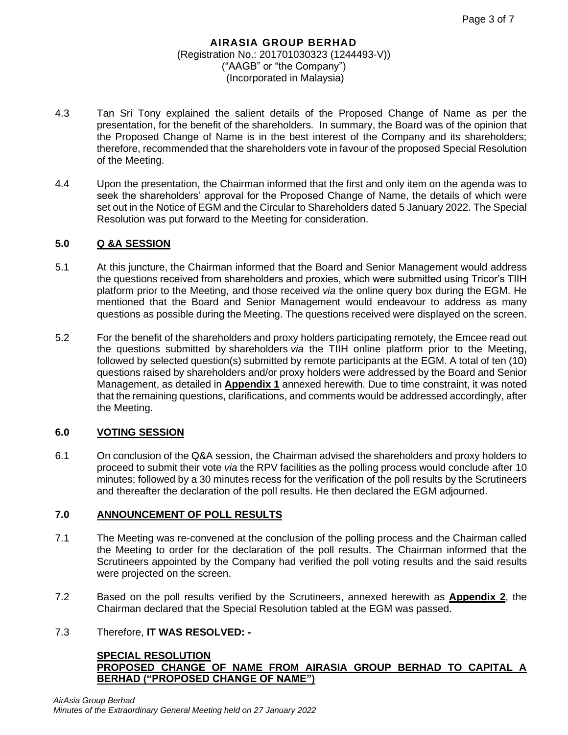**AIRASIA GROUP BERHAD**
(Registration No.: 201701030323 (1244493-V))
("AAGB" or "the Company")
(Incorporated in Malaysia)

4.3 Tan Sri Tony explained the salient details of the Proposed Change of Name as per the presentation, for the benefit of the shareholders. In summary, the Board was of the opinion that the Proposed Change of Name is in the best interest of the Company and its shareholders; therefore, recommended that the shareholders vote in favour of the proposed Special Resolution of the Meeting.

4.4 Upon the presentation, the Chairman informed that the first and only item on the agenda was to seek the shareholders' approval for the Proposed Change of Name, the details of which were set out in the Notice of EGM and the Circular to Shareholders dated 5 January 2022. The Special Resolution was put forward to the Meeting for consideration.

## 5.0 Q &A SESSION

5.1 At this juncture, the Chairman informed that the Board and Senior Management would address the questions received from shareholders and proxies, which were submitted using Tricor's TIIH platform prior to the Meeting, and those received *via* the online query box during the EGM. He mentioned that the Board and Senior Management would endeavour to address as many questions as possible during the Meeting. The questions received were displayed on the screen.

5.2 For the benefit of the shareholders and proxy holders participating remotely, the Emcee read out the questions submitted by shareholders *via* the TIIH online platform prior to the Meeting, followed by selected question(s) submitted by remote participants at the EGM. A total of ten (10) questions raised by shareholders and/or proxy holders were addressed by the Board and Senior Management, as detailed in **Appendix 1** annexed herewith. Due to time constraint, it was noted that the remaining questions, clarifications, and comments would be addressed accordingly, after the Meeting.

## 6.0 VOTING SESSION

6.1 On conclusion of the Q&A session, the Chairman advised the shareholders and proxy holders to proceed to submit their vote *via* the RPV facilities as the polling process would conclude after 10 minutes; followed by a 30 minutes recess for the verification of the poll results by the Scrutineers and thereafter the declaration of the poll results. He then declared the EGM adjourned.

## 7.0 ANNOUNCEMENT OF POLL RESULTS

7.1 The Meeting was re-convened at the conclusion of the polling process and the Chairman called the Meeting to order for the declaration of the poll results. The Chairman informed that the Scrutineers appointed by the Company had verified the poll voting results and the said results were projected on the screen.

7.2 Based on the poll results verified by the Scrutineers, annexed herewith as **Appendix 2**, the Chairman declared that the Special Resolution tabled at the EGM was passed.

7.3 Therefore, **IT WAS RESOLVED: -**

**SPECIAL RESOLUTION**
**PROPOSED CHANGE OF NAME FROM AIRASIA GROUP BERHAD TO CAPITAL A BERHAD ("PROPOSED CHANGE OF NAME")**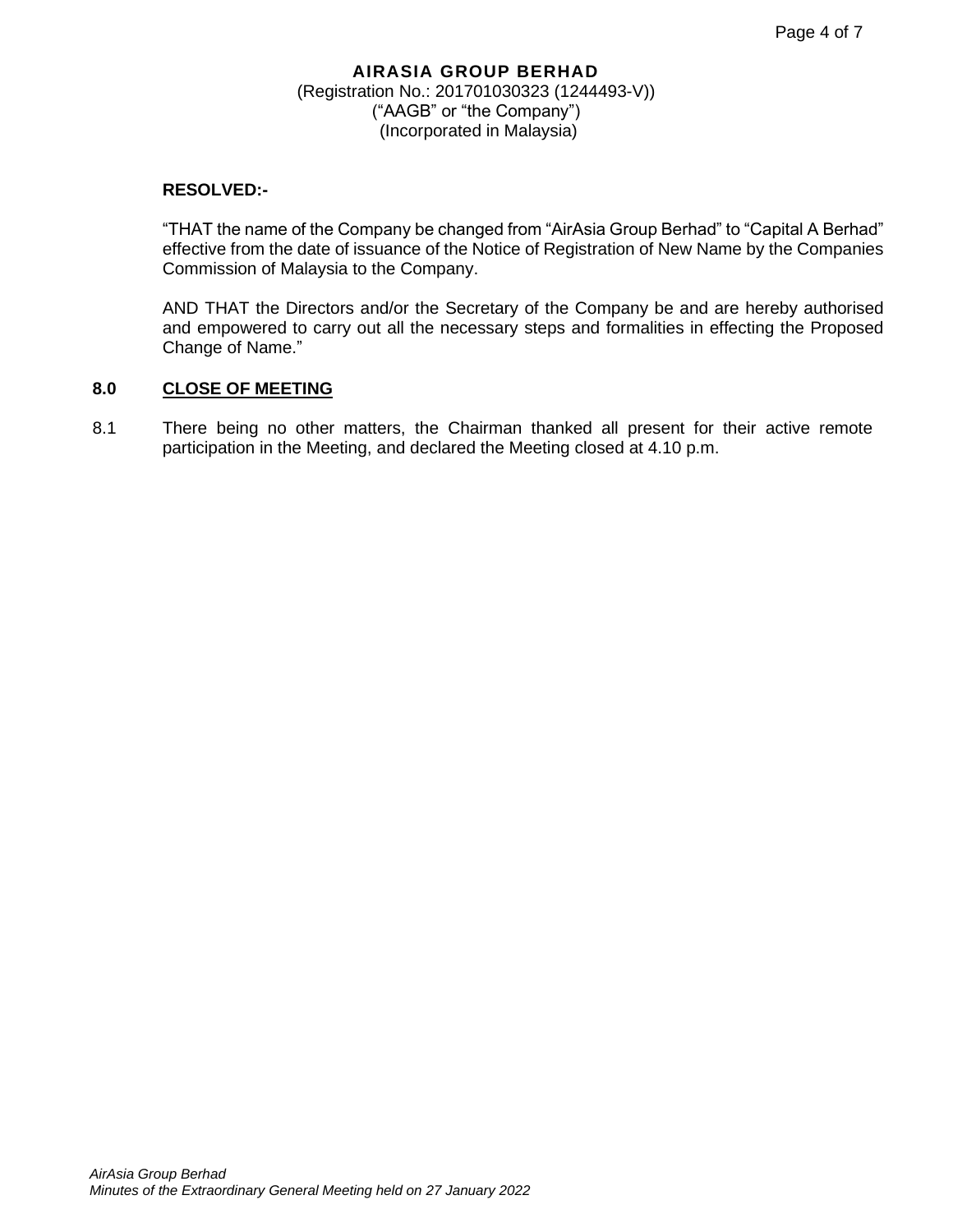**RESOLVED:-**

"THAT the name of the Company be changed from "AirAsia Group Berhad" to "Capital A Berhad" effective from the date of issuance of the Notice of Registration of New Name by the Companies Commission of Malaysia to the Company.

AND THAT the Directors and/or the Secretary of the Company be and are hereby authorised and empowered to carry out all the necessary steps and formalities in effecting the Proposed Change of Name."

## 8.0 CLOSE OF MEETING

8.1 There being no other matters, the Chairman thanked all present for their active remote participation in the Meeting, and declared the Meeting closed at 4.10 p.m.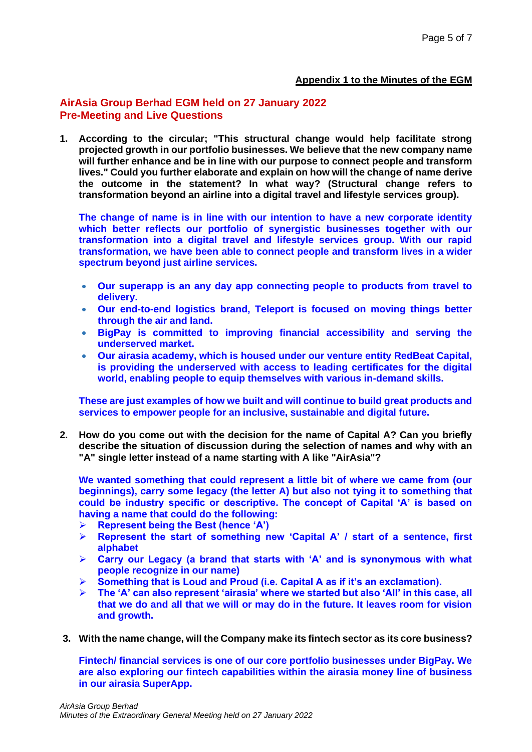**Appendix 1 to the Minutes of the EGM**

## AirAsia Group Berhad EGM held on 27 January 2022
## Pre-Meeting and Live Questions

1. **According to the circular; "This structural change would help facilitate strong projected growth in our portfolio businesses. We believe that the new company name will further enhance and be in line with our purpose to connect people and transform lives." Could you further elaborate and explain on how will the change of name derive the outcome in the statement? In what way? (Structural change refers to transformation beyond an airline into a digital travel and lifestyle services group).**

   **The change of name is in line with our intention to have a new corporate identity which better reflects our portfolio of synergistic businesses together with our transformation into a digital travel and lifestyle services group. With our rapid transformation, we have been able to connect people and transform lives in a wider spectrum beyond just airline services.**

   - **Our superapp is an any day app connecting people to products from travel to delivery.**
   - **Our end-to-end logistics brand, Teleport is focused on moving things better through the air and land.**
   - **BigPay is committed to improving financial accessibility and serving the underserved market.**
   - **Our airasia academy, which is housed under our venture entity RedBeat Capital, is providing the underserved with access to leading certificates for the digital world, enabling people to equip themselves with various in-demand skills.**

   **These are just examples of how we built and will continue to build great products and services to empower people for an inclusive, sustainable and digital future.**

2. **How do you come out with the decision for the name of Capital A? Can you briefly describe the situation of discussion during the selection of names and why with an "A" single letter instead of a name starting with A like "AirAsia"?**

   **We wanted something that could represent a little bit of where we came from (our beginnings), carry some legacy (the letter A) but also not tying it to something that could be industry specific or descriptive. The concept of Capital 'A' is based on having a name that could do the following:**

   - **Represent being the Best (hence 'A')**
   - **Represent the start of something new 'Capital A' / start of a sentence, first alphabet**
   - **Carry our Legacy (a brand that starts with 'A' and is synonymous with what people recognize in our name)**
   - **Something that is Loud and Proud (i.e. Capital A as if it's an exclamation).**
   - **The 'A' can also represent 'airasia' where we started but also 'All' in this case, all that we do and all that we will or may do in the future. It leaves room for vision and growth.**

3. **With the name change, will the Company make its fintech sector as its core business?**

   **Fintech/ financial services is one of our core portfolio businesses under BigPay. We are also exploring our fintech capabilities within the airasia money line of business in our airasia SuperApp.**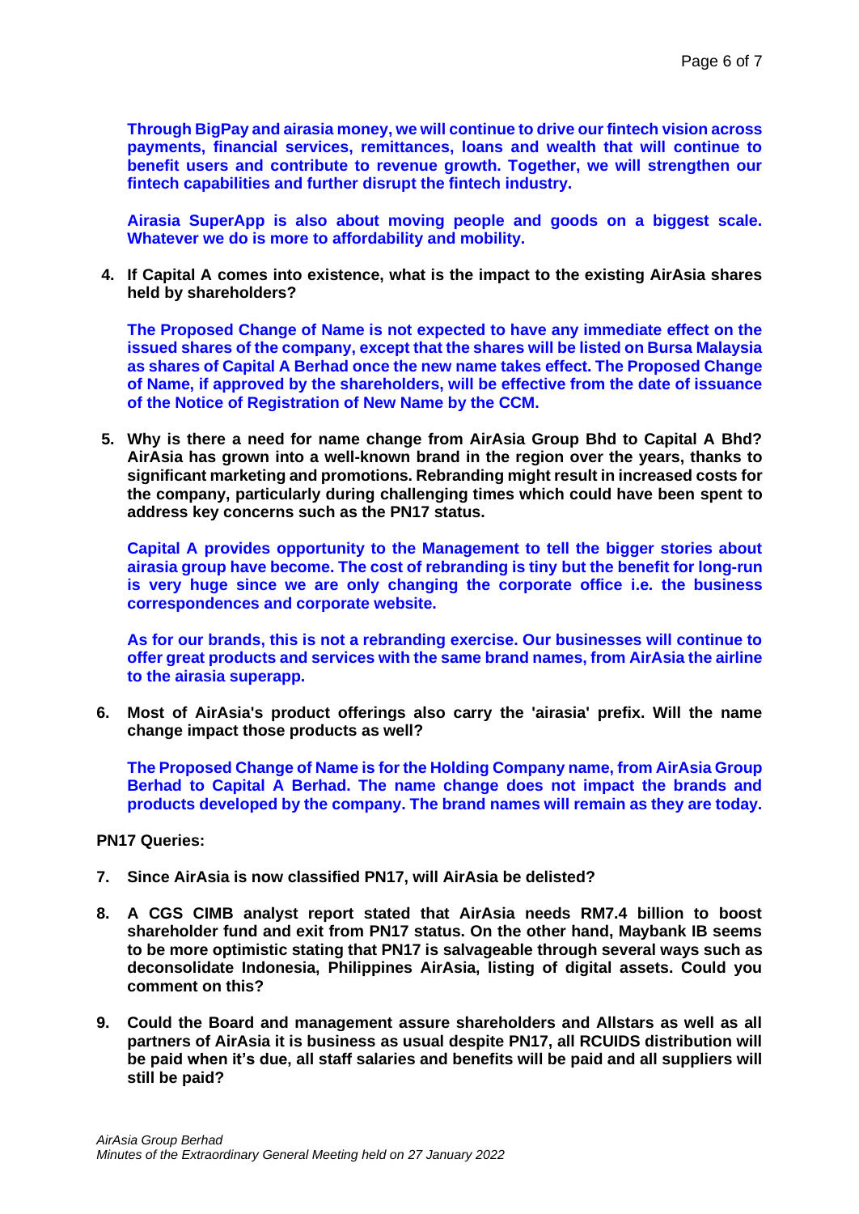**Through BigPay and airasia money, we will continue to drive our fintech vision across payments, financial services, remittances, loans and wealth that will continue to benefit users and contribute to revenue growth. Together, we will strengthen our fintech capabilities and further disrupt the fintech industry.**

**Airasia SuperApp is also about moving people and goods on a biggest scale. Whatever we do is more to affordability and mobility.**

4. **If Capital A comes into existence, what is the impact to the existing AirAsia shares held by shareholders?**

   **The Proposed Change of Name is not expected to have any immediate effect on the issued shares of the company, except that the shares will be listed on Bursa Malaysia as shares of Capital A Berhad once the new name takes effect. The Proposed Change of Name, if approved by the shareholders, will be effective from the date of issuance of the Notice of Registration of New Name by the CCM.**

5. **Why is there a need for name change from AirAsia Group Bhd to Capital A Bhd? AirAsia has grown into a well-known brand in the region over the years, thanks to significant marketing and promotions. Rebranding might result in increased costs for the company, particularly during challenging times which could have been spent to address key concerns such as the PN17 status.**

   **Capital A provides opportunity to the Management to tell the bigger stories about airasia group have become. The cost of rebranding is tiny but the benefit for long-run is very huge since we are only changing the corporate office i.e. the business correspondences and corporate website.**

   **As for our brands, this is not a rebranding exercise. Our businesses will continue to offer great products and services with the same brand names, from AirAsia the airline to the airasia superapp.**

6. **Most of AirAsia's product offerings also carry the 'airasia' prefix. Will the name change impact those products as well?**

   **The Proposed Change of Name is for the Holding Company name, from AirAsia Group Berhad to Capital A Berhad. The name change does not impact the brands and products developed by the company. The brand names will remain as they are today.**

**PN17 Queries:**

7. **Since AirAsia is now classified PN17, will AirAsia be delisted?**

8. **A CGS CIMB analyst report stated that AirAsia needs RM7.4 billion to boost shareholder fund and exit from PN17 status. On the other hand, Maybank IB seems to be more optimistic stating that PN17 is salvageable through several ways such as deconsolidate Indonesia, Philippines AirAsia, listing of digital assets. Could you comment on this?**

9. **Could the Board and management assure shareholders and Allstars as well as all partners of AirAsia it is business as usual despite PN17, all RCUIDS distribution will be paid when it's due, all staff salaries and benefits will be paid and all suppliers will still be paid?**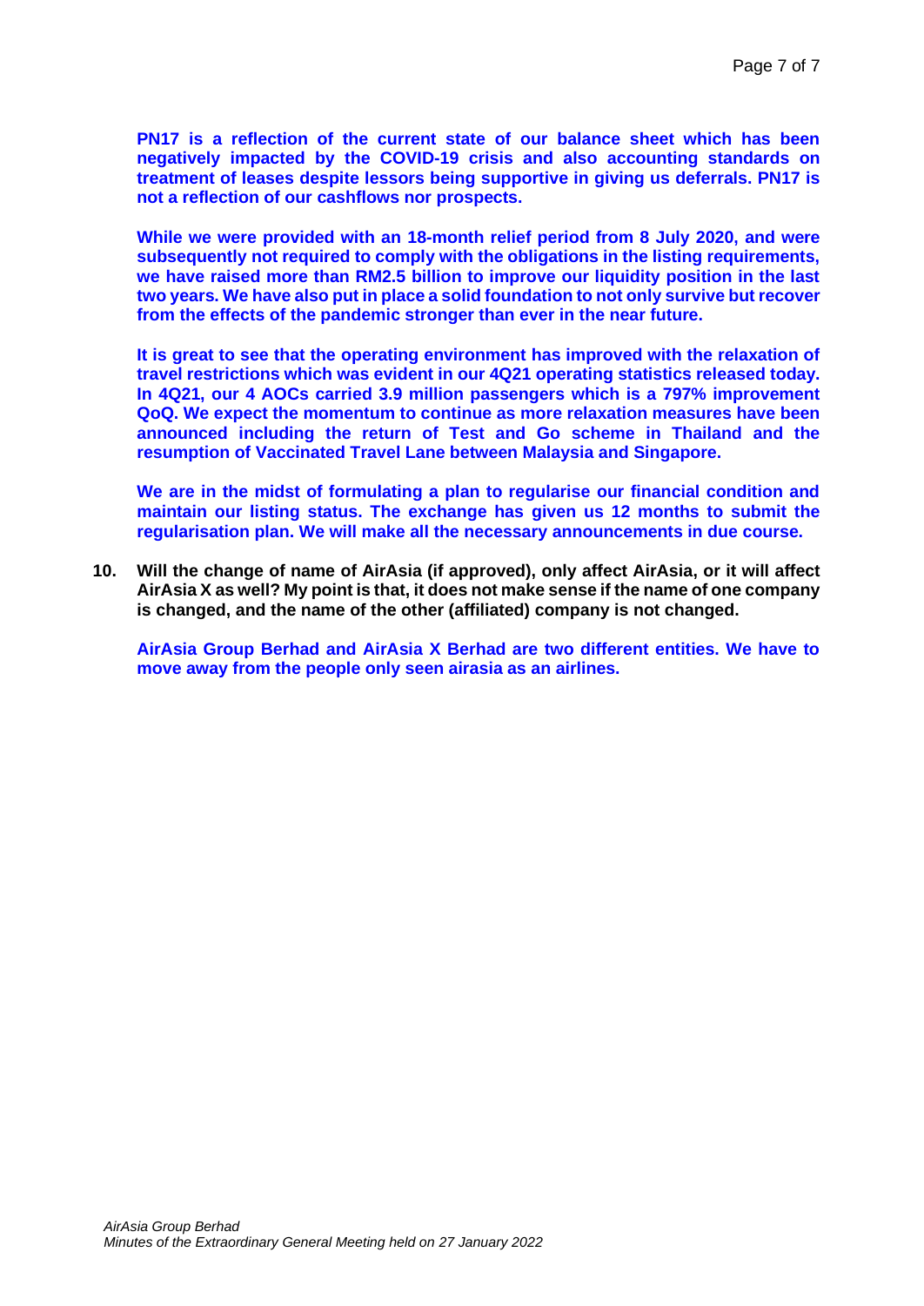**PN17 is a reflection of the current state of our balance sheet which has been negatively impacted by the COVID-19 crisis and also accounting standards on treatment of leases despite lessors being supportive in giving us deferrals. PN17 is not a reflection of our cashflows nor prospects.**

**While we were provided with an 18-month relief period from 8 July 2020, and were subsequently not required to comply with the obligations in the listing requirements, we have raised more than RM2.5 billion to improve our liquidity position in the last two years. We have also put in place a solid foundation to not only survive but recover from the effects of the pandemic stronger than ever in the near future.**

**It is great to see that the operating environment has improved with the relaxation of travel restrictions which was evident in our 4Q21 operating statistics released today. In 4Q21, our 4 AOCs carried 3.9 million passengers which is a 797% improvement QoQ. We expect the momentum to continue as more relaxation measures have been announced including the return of Test and Go scheme in Thailand and the resumption of Vaccinated Travel Lane between Malaysia and Singapore.**

**We are in the midst of formulating a plan to regularise our financial condition and maintain our listing status. The exchange has given us 12 months to submit the regularisation plan. We will make all the necessary announcements in due course.**

**10. Will the change of name of AirAsia (if approved), only affect AirAsia, or it will affect AirAsia X as well? My point is that, it does not make sense if the name of one company is changed, and the name of the other (affiliated) company is not changed.**

**AirAsia Group Berhad and AirAsia X Berhad are two different entities. We have to move away from the people only seen airasia as an airlines.**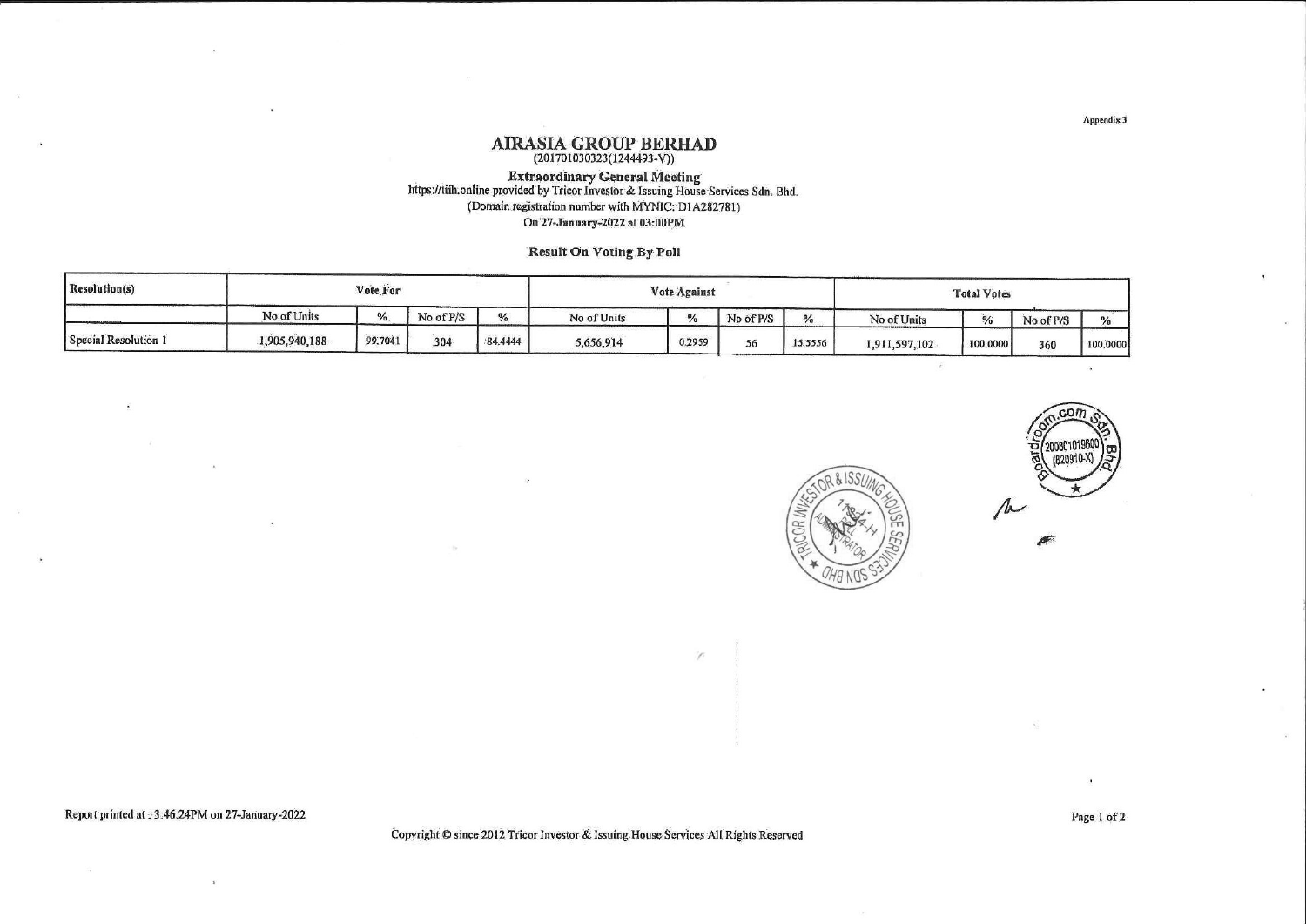Appendix 3

# AIRASIA GROUP BERHAD

(201701030323(1244493-V))

**Extraordinary General Meeting**

https://tiih.online provided by Tricor Investor & Issuing House Services Sdn. Bhd.

(Domain registration number with MYNIC: D1A282781)

On 27-January-2022 at 03:00PM

**Result On Voting By Poll**

| Resolution(s) | Vote For | | | | Vote Against | | | | Total Votes | | | |
|---|---|---|---|---|---|---|---|---|---|---|---|---|
| | No of Units | % | No of P/S | % | No of Units | % | No of P/S | % | No of Units | % | No of P/S | % |
| Special Resolution 1 | 1,905,940,188 | 99.7041 | 304 | 84.4444 | 5,656,914 | 0.2959 | 56 | 15.5556 | 1,911,597,102 | 100.0000 | 360 | 100.0000 |

Report printed at : 3:46:24PM on 27-January-2022

Copyright © since 2012 Tricor Investor & Issuing House Services All Rights Reserved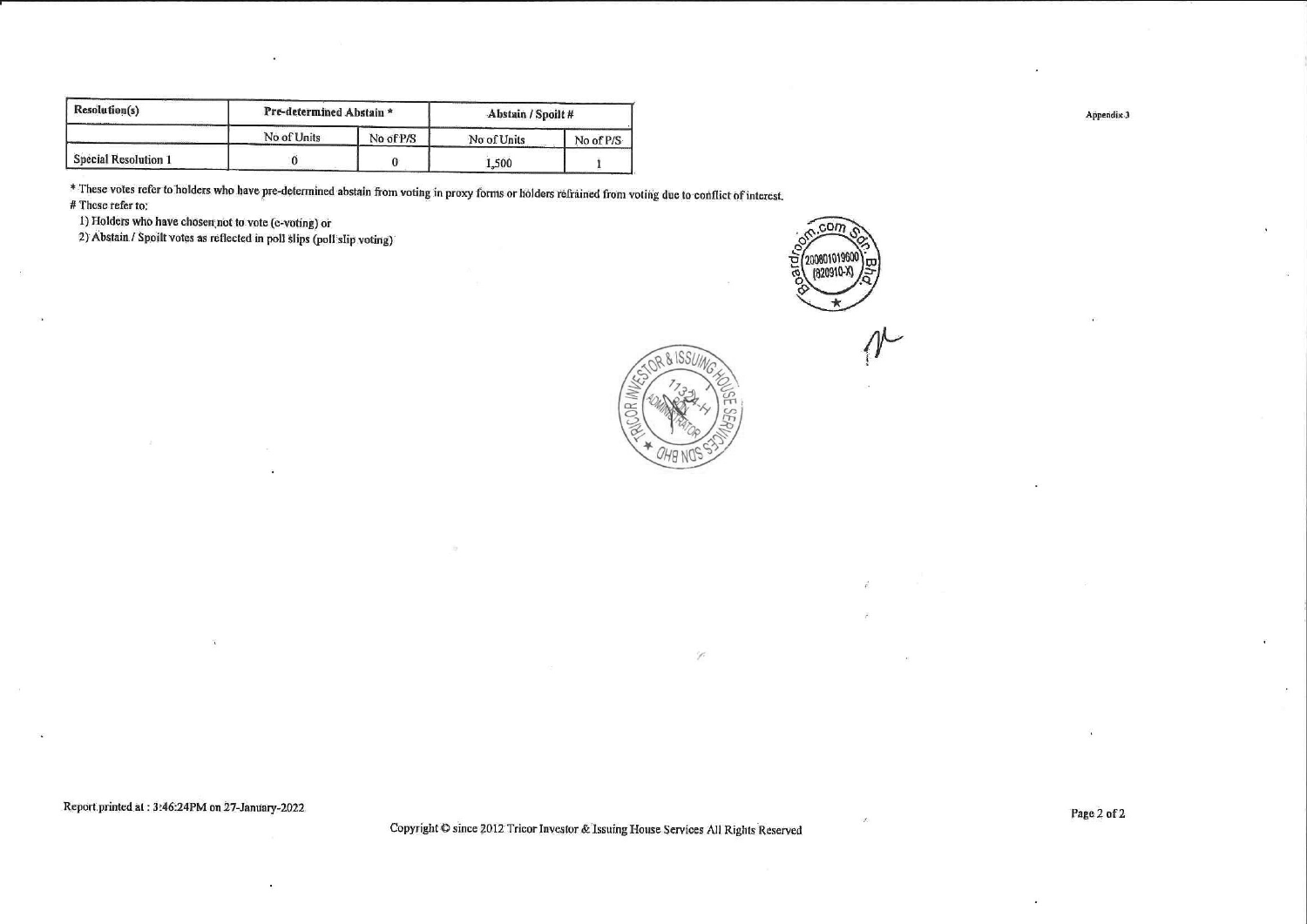Appendix 3

| Resolution(s) | Pre-determined Abstain * | | Abstain / Spoilt # | |
|---|---|---|---|---|
| | No of Units | No of P/S | No of Units | No of P/S |
| Special Resolution 1 | 0 | 0 | 1,500 | 1 |

* These votes refer to holders who have pre-determined abstain from voting in proxy forms or holders refrained from voting due to conflict of interest.

# These refer to:

1) Holders who have chosen not to vote (e-voting) or

2) Abstain / Spoilt votes as reflected in poll slips (poll slip voting)

Boardroom.com Sdn. Bhd. 200801019600 (820910-X)

TRICOR INVESTOR & ISSUING HOUSE SERVICES SDN BHD 11324-H ADMINISTRATOR

Report printed at : 3:46:24PM on 27-January-2022

Copyright © since 2012 Tricor Investor & Issuing House Services All Rights Reserved